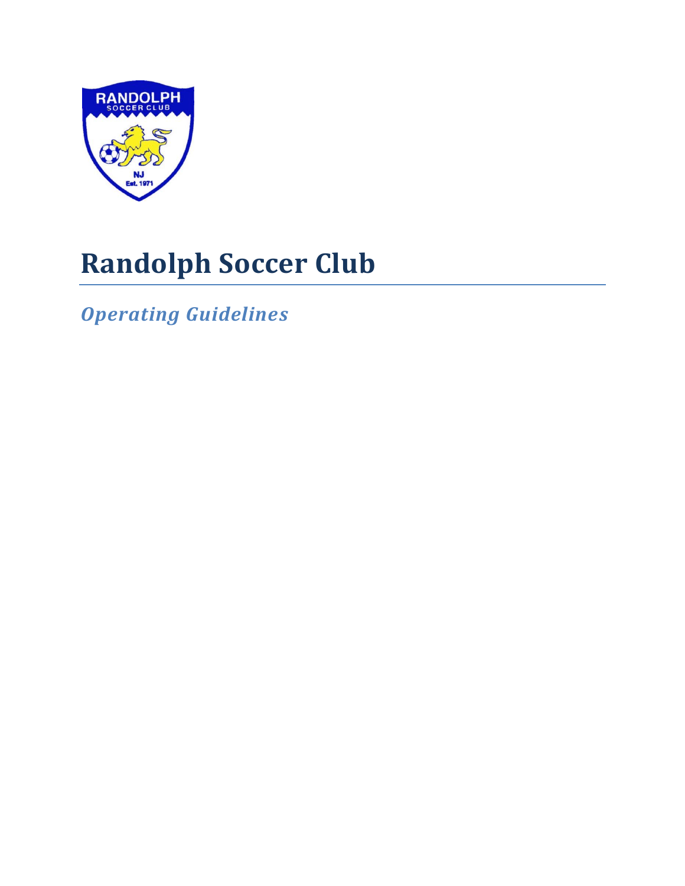# Randolph Soccer Club

*Operating Guidelines*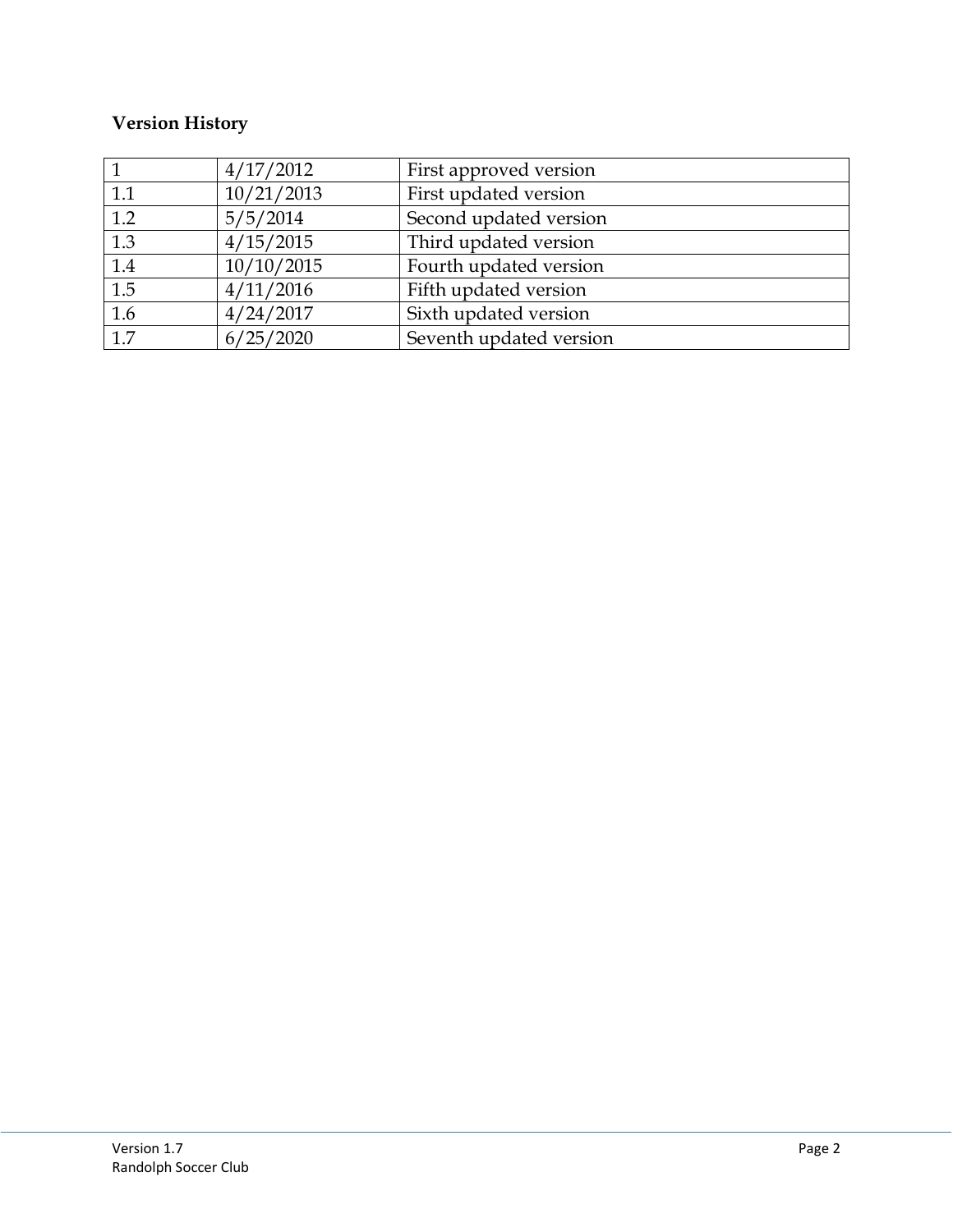**Version History**

| | | |
|---|---|---|
| 1 | 4/17/2012 | First approved version |
| 1.1 | 10/21/2013 | First updated version |
| 1.2 | 5/5/2014 | Second updated version |
| 1.3 | 4/15/2015 | Third updated version |
| 1.4 | 10/10/2015 | Fourth updated version |
| 1.5 | 4/11/2016 | Fifth updated version |
| 1.6 | 4/24/2017 | Sixth updated version |
| 1.7 | 6/25/2020 | Seventh updated version |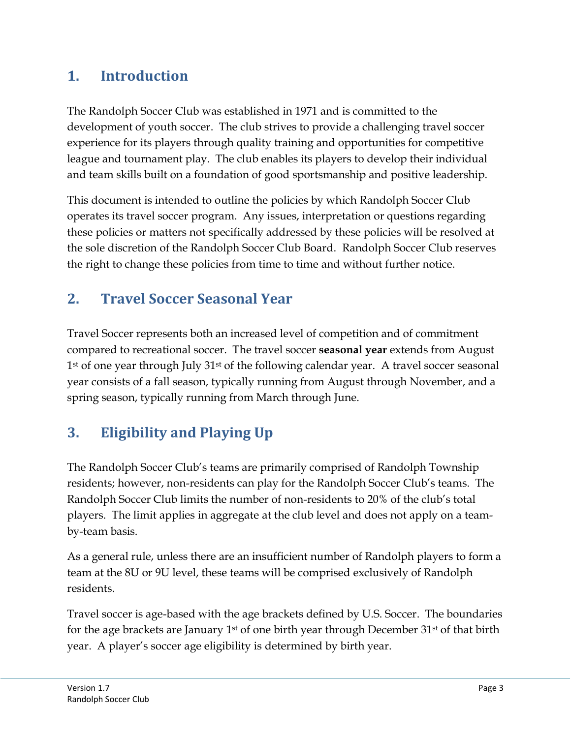## 1. Introduction

The Randolph Soccer Club was established in 1971 and is committed to the development of youth soccer. The club strives to provide a challenging travel soccer experience for its players through quality training and opportunities for competitive league and tournament play. The club enables its players to develop their individual and team skills built on a foundation of good sportsmanship and positive leadership.

This document is intended to outline the policies by which Randolph Soccer Club operates its travel soccer program. Any issues, interpretation or questions regarding these policies or matters not specifically addressed by these policies will be resolved at the sole discretion of the Randolph Soccer Club Board. Randolph Soccer Club reserves the right to change these policies from time to time and without further notice.

## 2. Travel Soccer Seasonal Year

Travel Soccer represents both an increased level of competition and of commitment compared to recreational soccer. The travel soccer **seasonal year** extends from August 1st of one year through July 31st of the following calendar year. A travel soccer seasonal year consists of a fall season, typically running from August through November, and a spring season, typically running from March through June.

## 3. Eligibility and Playing Up

The Randolph Soccer Club's teams are primarily comprised of Randolph Township residents; however, non-residents can play for the Randolph Soccer Club's teams. The Randolph Soccer Club limits the number of non-residents to 20% of the club's total players. The limit applies in aggregate at the club level and does not apply on a team-by-team basis.

As a general rule, unless there are an insufficient number of Randolph players to form a team at the 8U or 9U level, these teams will be comprised exclusively of Randolph residents.

Travel soccer is age-based with the age brackets defined by U.S. Soccer. The boundaries for the age brackets are January 1st of one birth year through December 31st of that birth year. A player's soccer age eligibility is determined by birth year.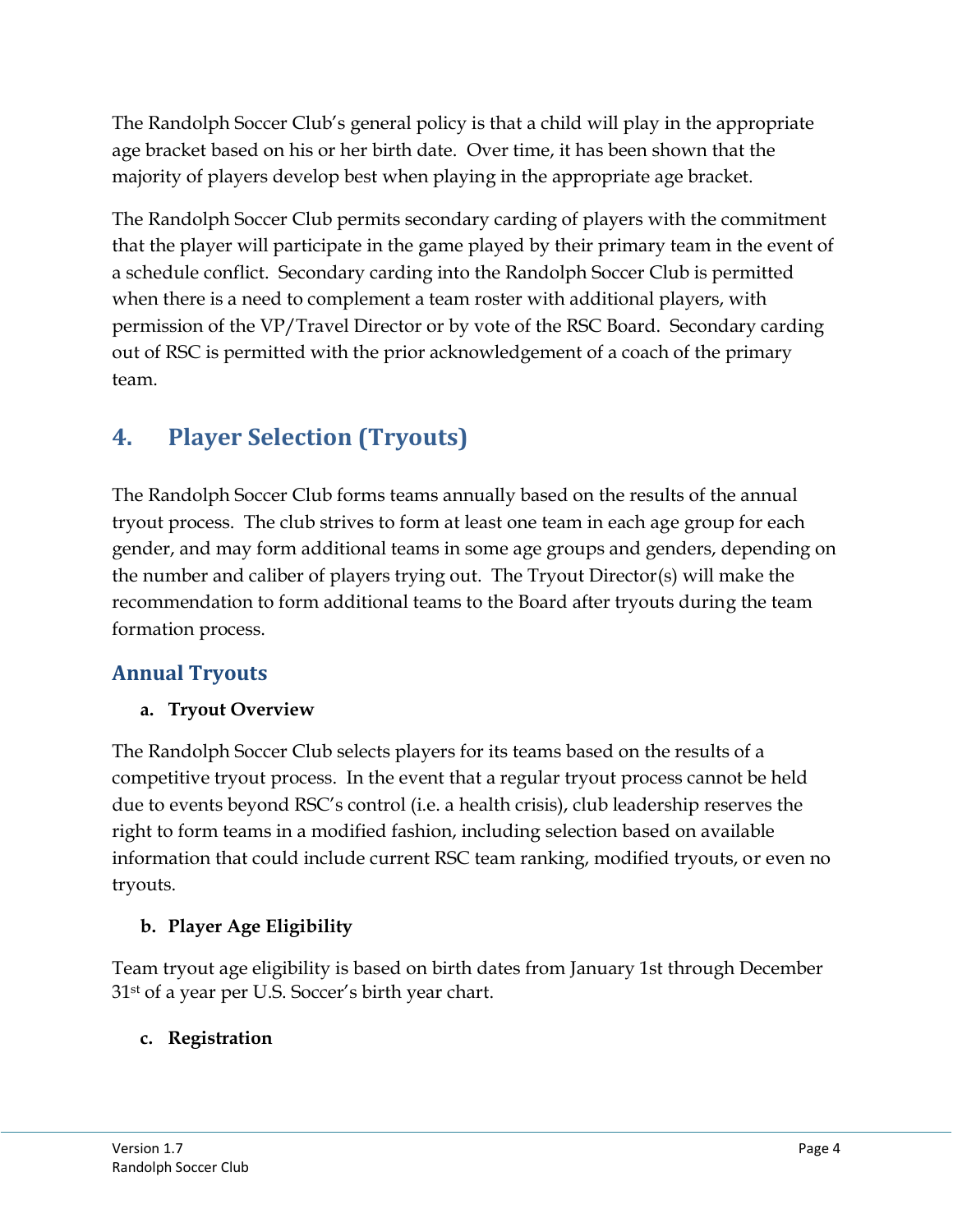The Randolph Soccer Club's general policy is that a child will play in the appropriate age bracket based on his or her birth date. Over time, it has been shown that the majority of players develop best when playing in the appropriate age bracket.

The Randolph Soccer Club permits secondary carding of players with the commitment that the player will participate in the game played by their primary team in the event of a schedule conflict. Secondary carding into the Randolph Soccer Club is permitted when there is a need to complement a team roster with additional players, with permission of the VP/Travel Director or by vote of the RSC Board. Secondary carding out of RSC is permitted with the prior acknowledgement of a coach of the primary team.

# 4. Player Selection (Tryouts)

The Randolph Soccer Club forms teams annually based on the results of the annual tryout process. The club strives to form at least one team in each age group for each gender, and may form additional teams in some age groups and genders, depending on the number and caliber of players trying out. The Tryout Director(s) will make the recommendation to form additional teams to the Board after tryouts during the team formation process.

## Annual Tryouts

### a. Tryout Overview

The Randolph Soccer Club selects players for its teams based on the results of a competitive tryout process. In the event that a regular tryout process cannot be held due to events beyond RSC's control (i.e. a health crisis), club leadership reserves the right to form teams in a modified fashion, including selection based on available information that could include current RSC team ranking, modified tryouts, or even no tryouts.

### b. Player Age Eligibility

Team tryout age eligibility is based on birth dates from January 1st through December 31st of a year per U.S. Soccer's birth year chart.

### c. Registration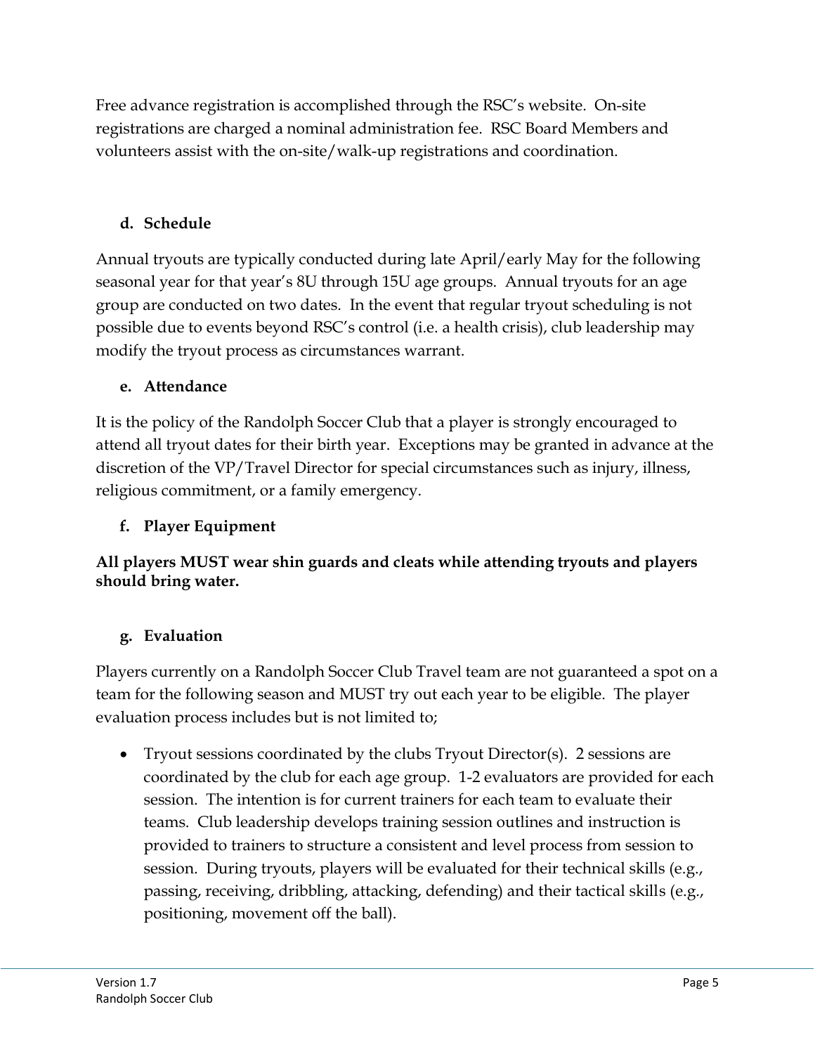Free advance registration is accomplished through the RSC's website. On-site registrations are charged a nominal administration fee. RSC Board Members and volunteers assist with the on-site/walk-up registrations and coordination.

### d. Schedule

Annual tryouts are typically conducted during late April/early May for the following seasonal year for that year's 8U through 15U age groups. Annual tryouts for an age group are conducted on two dates. In the event that regular tryout scheduling is not possible due to events beyond RSC's control (i.e. a health crisis), club leadership may modify the tryout process as circumstances warrant.

### e. Attendance

It is the policy of the Randolph Soccer Club that a player is strongly encouraged to attend all tryout dates for their birth year. Exceptions may be granted in advance at the discretion of the VP/Travel Director for special circumstances such as injury, illness, religious commitment, or a family emergency.

### f. Player Equipment

**All players MUST wear shin guards and cleats while attending tryouts and players should bring water.**

### g. Evaluation

Players currently on a Randolph Soccer Club Travel team are not guaranteed a spot on a team for the following season and MUST try out each year to be eligible. The player evaluation process includes but is not limited to;

- Tryout sessions coordinated by the clubs Tryout Director(s). 2 sessions are coordinated by the club for each age group. 1-2 evaluators are provided for each session. The intention is for current trainers for each team to evaluate their teams. Club leadership develops training session outlines and instruction is provided to trainers to structure a consistent and level process from session to session. During tryouts, players will be evaluated for their technical skills (e.g., passing, receiving, dribbling, attacking, defending) and their tactical skills (e.g., positioning, movement off the ball).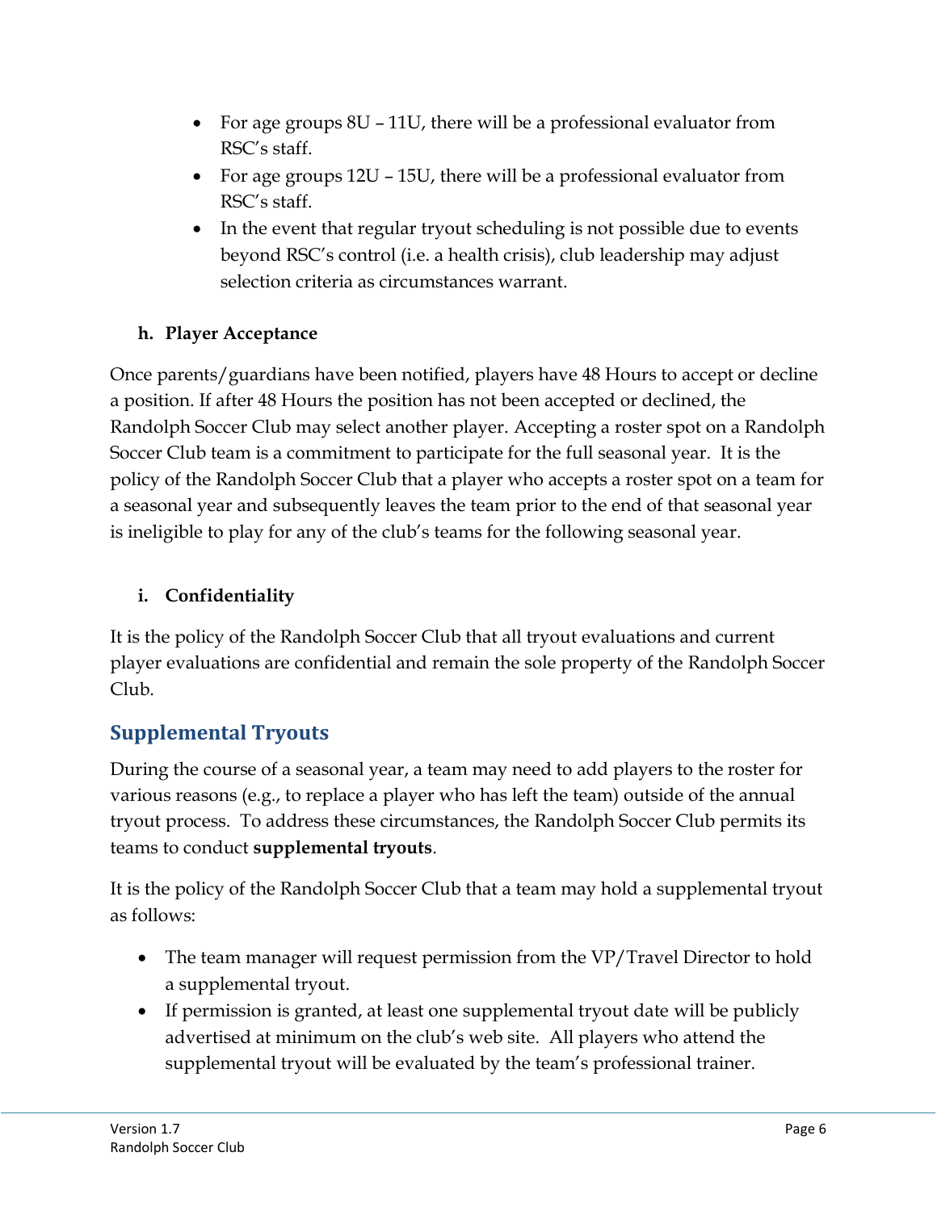- For age groups 8U – 11U, there will be a professional evaluator from RSC's staff.
- For age groups 12U – 15U, there will be a professional evaluator from RSC's staff.
- In the event that regular tryout scheduling is not possible due to events beyond RSC's control (i.e. a health crisis), club leadership may adjust selection criteria as circumstances warrant.

#### h. Player Acceptance

Once parents/guardians have been notified, players have 48 Hours to accept or decline a position. If after 48 Hours the position has not been accepted or declined, the Randolph Soccer Club may select another player. Accepting a roster spot on a Randolph Soccer Club team is a commitment to participate for the full seasonal year. It is the policy of the Randolph Soccer Club that a player who accepts a roster spot on a team for a seasonal year and subsequently leaves the team prior to the end of that seasonal year is ineligible to play for any of the club's teams for the following seasonal year.

#### i. Confidentiality

It is the policy of the Randolph Soccer Club that all tryout evaluations and current player evaluations are confidential and remain the sole property of the Randolph Soccer Club.

## Supplemental Tryouts

During the course of a seasonal year, a team may need to add players to the roster for various reasons (e.g., to replace a player who has left the team) outside of the annual tryout process. To address these circumstances, the Randolph Soccer Club permits its teams to conduct **supplemental tryouts**.

It is the policy of the Randolph Soccer Club that a team may hold a supplemental tryout as follows:

- The team manager will request permission from the VP/Travel Director to hold a supplemental tryout.
- If permission is granted, at least one supplemental tryout date will be publicly advertised at minimum on the club's web site. All players who attend the supplemental tryout will be evaluated by the team's professional trainer.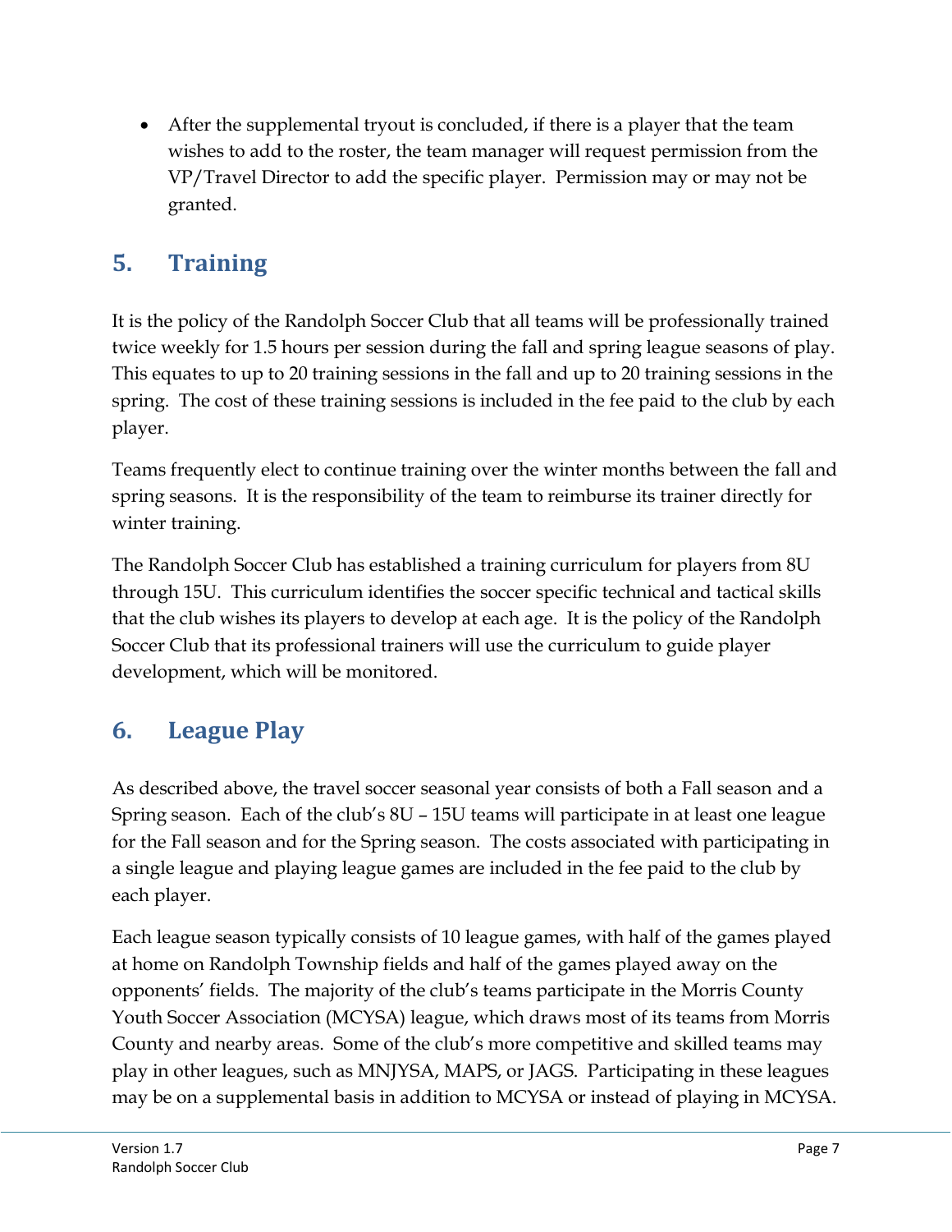- After the supplemental tryout is concluded, if there is a player that the team wishes to add to the roster, the team manager will request permission from the VP/Travel Director to add the specific player. Permission may or may not be granted.

## 5. Training

It is the policy of the Randolph Soccer Club that all teams will be professionally trained twice weekly for 1.5 hours per session during the fall and spring league seasons of play. This equates to up to 20 training sessions in the fall and up to 20 training sessions in the spring. The cost of these training sessions is included in the fee paid to the club by each player.

Teams frequently elect to continue training over the winter months between the fall and spring seasons. It is the responsibility of the team to reimburse its trainer directly for winter training.

The Randolph Soccer Club has established a training curriculum for players from 8U through 15U. This curriculum identifies the soccer specific technical and tactical skills that the club wishes its players to develop at each age. It is the policy of the Randolph Soccer Club that its professional trainers will use the curriculum to guide player development, which will be monitored.

## 6. League Play

As described above, the travel soccer seasonal year consists of both a Fall season and a Spring season. Each of the club's 8U – 15U teams will participate in at least one league for the Fall season and for the Spring season. The costs associated with participating in a single league and playing league games are included in the fee paid to the club by each player.

Each league season typically consists of 10 league games, with half of the games played at home on Randolph Township fields and half of the games played away on the opponents' fields. The majority of the club's teams participate in the Morris County Youth Soccer Association (MCYSA) league, which draws most of its teams from Morris County and nearby areas. Some of the club's more competitive and skilled teams may play in other leagues, such as MNJYSA, MAPS, or JAGS. Participating in these leagues may be on a supplemental basis in addition to MCYSA or instead of playing in MCYSA.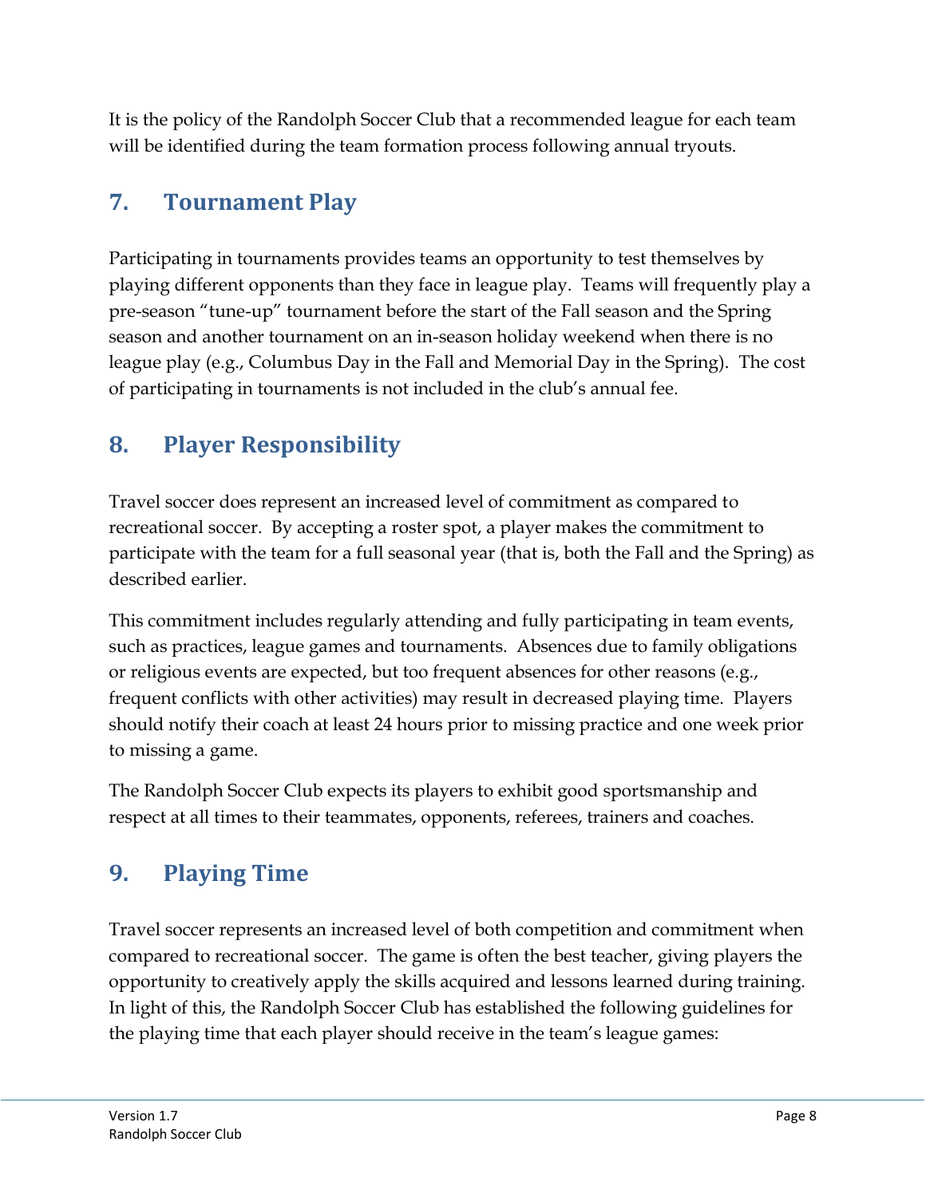It is the policy of the Randolph Soccer Club that a recommended league for each team will be identified during the team formation process following annual tryouts.

## 7. Tournament Play

Participating in tournaments provides teams an opportunity to test themselves by playing different opponents than they face in league play. Teams will frequently play a pre-season "tune-up" tournament before the start of the Fall season and the Spring season and another tournament on an in-season holiday weekend when there is no league play (e.g., Columbus Day in the Fall and Memorial Day in the Spring). The cost of participating in tournaments is not included in the club's annual fee.

## 8. Player Responsibility

Travel soccer does represent an increased level of commitment as compared to recreational soccer. By accepting a roster spot, a player makes the commitment to participate with the team for a full seasonal year (that is, both the Fall and the Spring) as described earlier.

This commitment includes regularly attending and fully participating in team events, such as practices, league games and tournaments. Absences due to family obligations or religious events are expected, but too frequent absences for other reasons (e.g., frequent conflicts with other activities) may result in decreased playing time. Players should notify their coach at least 24 hours prior to missing practice and one week prior to missing a game.

The Randolph Soccer Club expects its players to exhibit good sportsmanship and respect at all times to their teammates, opponents, referees, trainers and coaches.

## 9. Playing Time

Travel soccer represents an increased level of both competition and commitment when compared to recreational soccer. The game is often the best teacher, giving players the opportunity to creatively apply the skills acquired and lessons learned during training. In light of this, the Randolph Soccer Club has established the following guidelines for the playing time that each player should receive in the team's league games: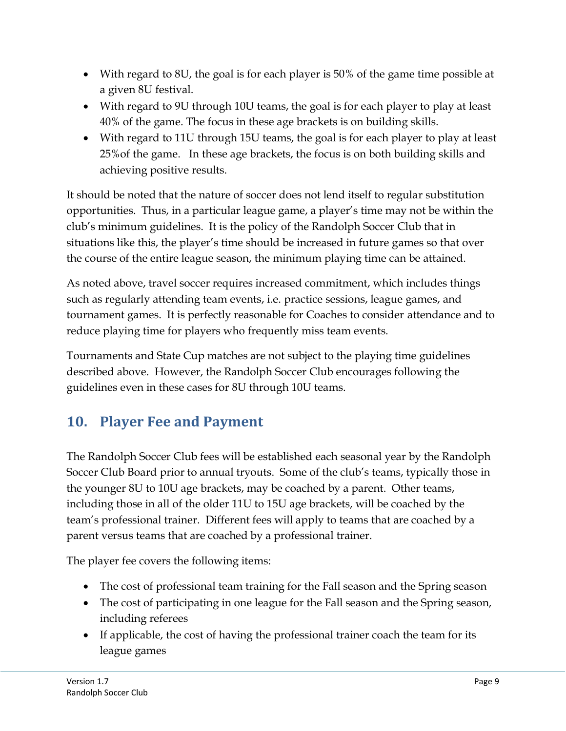- With regard to 8U, the goal is for each player is 50% of the game time possible at a given 8U festival.
- With regard to 9U through 10U teams, the goal is for each player to play at least 40% of the game. The focus in these age brackets is on building skills.
- With regard to 11U through 15U teams, the goal is for each player to play at least 25%of the game. In these age brackets, the focus is on both building skills and achieving positive results.

It should be noted that the nature of soccer does not lend itself to regular substitution opportunities. Thus, in a particular league game, a player's time may not be within the club's minimum guidelines. It is the policy of the Randolph Soccer Club that in situations like this, the player's time should be increased in future games so that over the course of the entire league season, the minimum playing time can be attained.

As noted above, travel soccer requires increased commitment, which includes things such as regularly attending team events, i.e. practice sessions, league games, and tournament games. It is perfectly reasonable for Coaches to consider attendance and to reduce playing time for players who frequently miss team events.

Tournaments and State Cup matches are not subject to the playing time guidelines described above. However, the Randolph Soccer Club encourages following the guidelines even in these cases for 8U through 10U teams.

## 10. Player Fee and Payment

The Randolph Soccer Club fees will be established each seasonal year by the Randolph Soccer Club Board prior to annual tryouts. Some of the club's teams, typically those in the younger 8U to 10U age brackets, may be coached by a parent. Other teams, including those in all of the older 11U to 15U age brackets, will be coached by the team's professional trainer. Different fees will apply to teams that are coached by a parent versus teams that are coached by a professional trainer.

The player fee covers the following items:

- The cost of professional team training for the Fall season and the Spring season
- The cost of participating in one league for the Fall season and the Spring season, including referees
- If applicable, the cost of having the professional trainer coach the team for its league games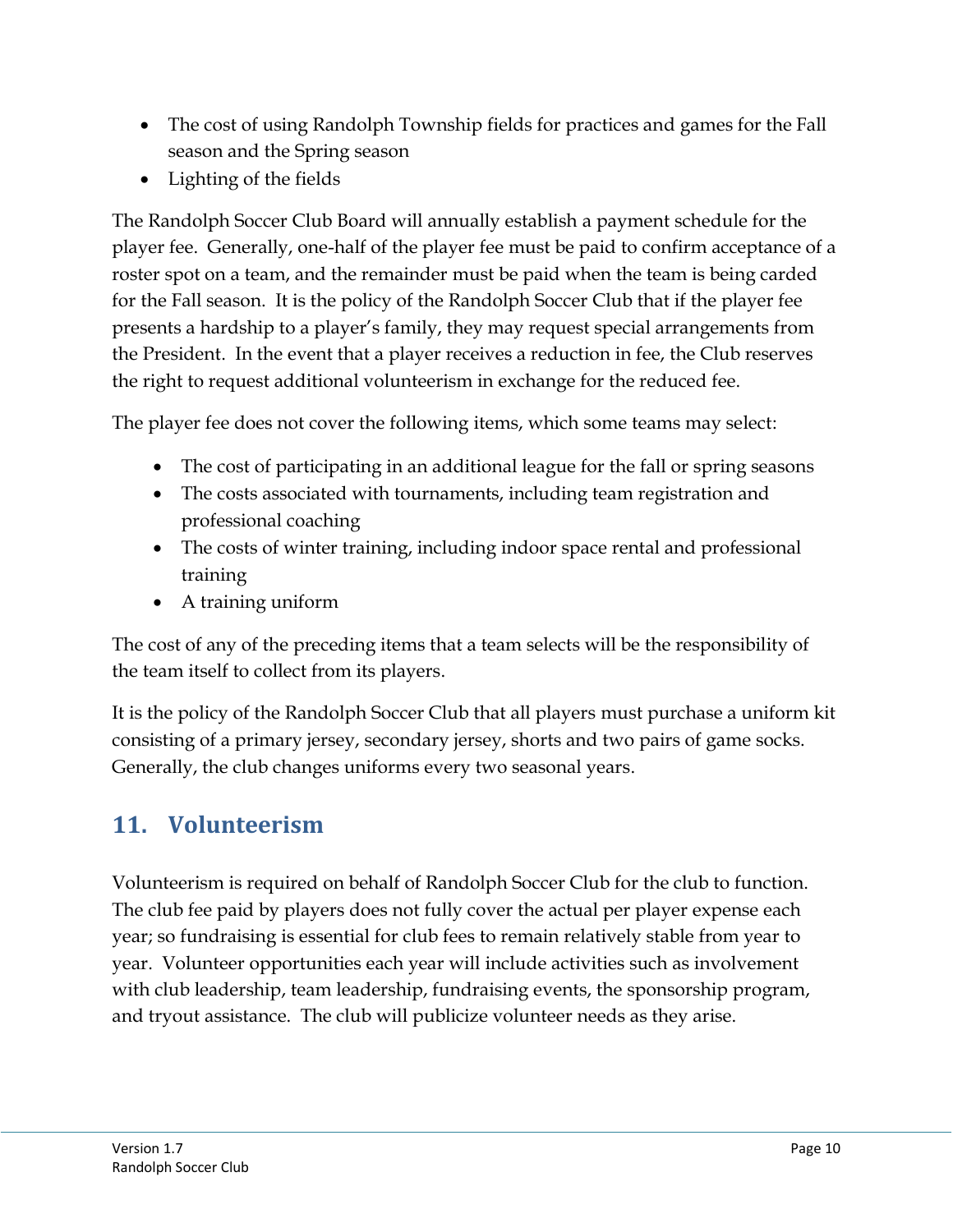- The cost of using Randolph Township fields for practices and games for the Fall season and the Spring season
- Lighting of the fields

The Randolph Soccer Club Board will annually establish a payment schedule for the player fee. Generally, one-half of the player fee must be paid to confirm acceptance of a roster spot on a team, and the remainder must be paid when the team is being carded for the Fall season. It is the policy of the Randolph Soccer Club that if the player fee presents a hardship to a player's family, they may request special arrangements from the President. In the event that a player receives a reduction in fee, the Club reserves the right to request additional volunteerism in exchange for the reduced fee.

The player fee does not cover the following items, which some teams may select:

- The cost of participating in an additional league for the fall or spring seasons
- The costs associated with tournaments, including team registration and professional coaching
- The costs of winter training, including indoor space rental and professional training
- A training uniform

The cost of any of the preceding items that a team selects will be the responsibility of the team itself to collect from its players.

It is the policy of the Randolph Soccer Club that all players must purchase a uniform kit consisting of a primary jersey, secondary jersey, shorts and two pairs of game socks. Generally, the club changes uniforms every two seasonal years.

## 11. Volunteerism

Volunteerism is required on behalf of Randolph Soccer Club for the club to function. The club fee paid by players does not fully cover the actual per player expense each year; so fundraising is essential for club fees to remain relatively stable from year to year. Volunteer opportunities each year will include activities such as involvement with club leadership, team leadership, fundraising events, the sponsorship program, and tryout assistance. The club will publicize volunteer needs as they arise.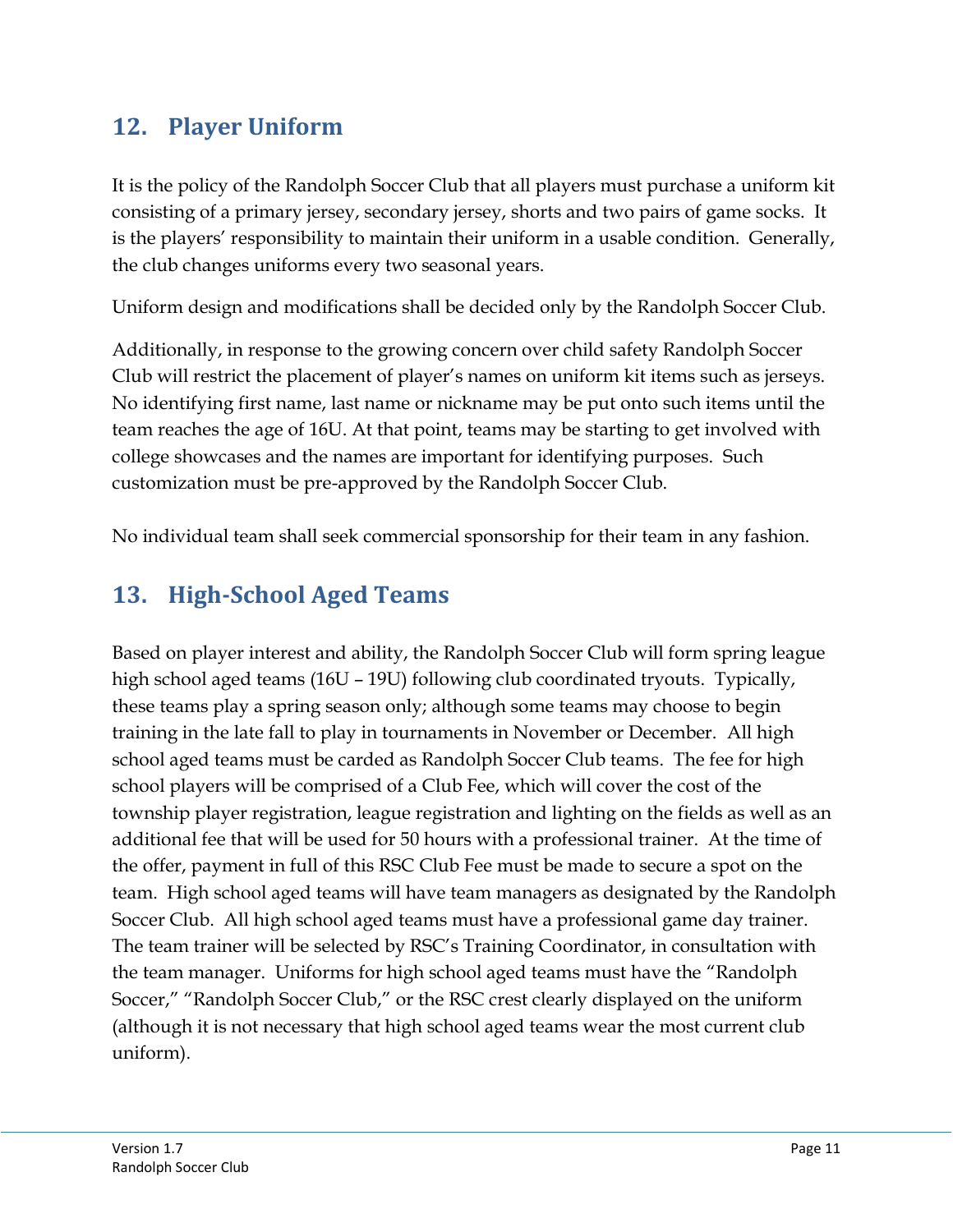## 12. Player Uniform

It is the policy of the Randolph Soccer Club that all players must purchase a uniform kit consisting of a primary jersey, secondary jersey, shorts and two pairs of game socks. It is the players' responsibility to maintain their uniform in a usable condition. Generally, the club changes uniforms every two seasonal years.

Uniform design and modifications shall be decided only by the Randolph Soccer Club.

Additionally, in response to the growing concern over child safety Randolph Soccer Club will restrict the placement of player's names on uniform kit items such as jerseys. No identifying first name, last name or nickname may be put onto such items until the team reaches the age of 16U. At that point, teams may be starting to get involved with college showcases and the names are important for identifying purposes. Such customization must be pre-approved by the Randolph Soccer Club.

No individual team shall seek commercial sponsorship for their team in any fashion.

## 13. High-School Aged Teams

Based on player interest and ability, the Randolph Soccer Club will form spring league high school aged teams (16U – 19U) following club coordinated tryouts. Typically, these teams play a spring season only; although some teams may choose to begin training in the late fall to play in tournaments in November or December. All high school aged teams must be carded as Randolph Soccer Club teams. The fee for high school players will be comprised of a Club Fee, which will cover the cost of the township player registration, league registration and lighting on the fields as well as an additional fee that will be used for 50 hours with a professional trainer. At the time of the offer, payment in full of this RSC Club Fee must be made to secure a spot on the team. High school aged teams will have team managers as designated by the Randolph Soccer Club. All high school aged teams must have a professional game day trainer. The team trainer will be selected by RSC's Training Coordinator, in consultation with the team manager. Uniforms for high school aged teams must have the "Randolph Soccer," "Randolph Soccer Club," or the RSC crest clearly displayed on the uniform (although it is not necessary that high school aged teams wear the most current club uniform).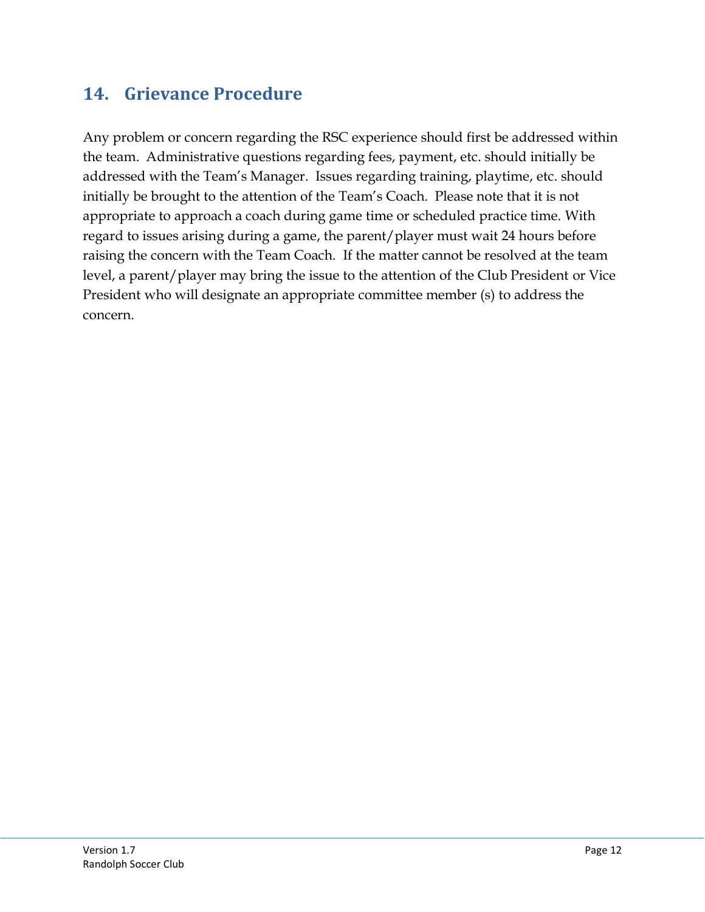## 14. Grievance Procedure

Any problem or concern regarding the RSC experience should first be addressed within the team. Administrative questions regarding fees, payment, etc. should initially be addressed with the Team's Manager. Issues regarding training, playtime, etc. should initially be brought to the attention of the Team's Coach. Please note that it is not appropriate to approach a coach during game time or scheduled practice time. With regard to issues arising during a game, the parent/player must wait 24 hours before raising the concern with the Team Coach. If the matter cannot be resolved at the team level, a parent/player may bring the issue to the attention of the Club President or Vice President who will designate an appropriate committee member (s) to address the concern.